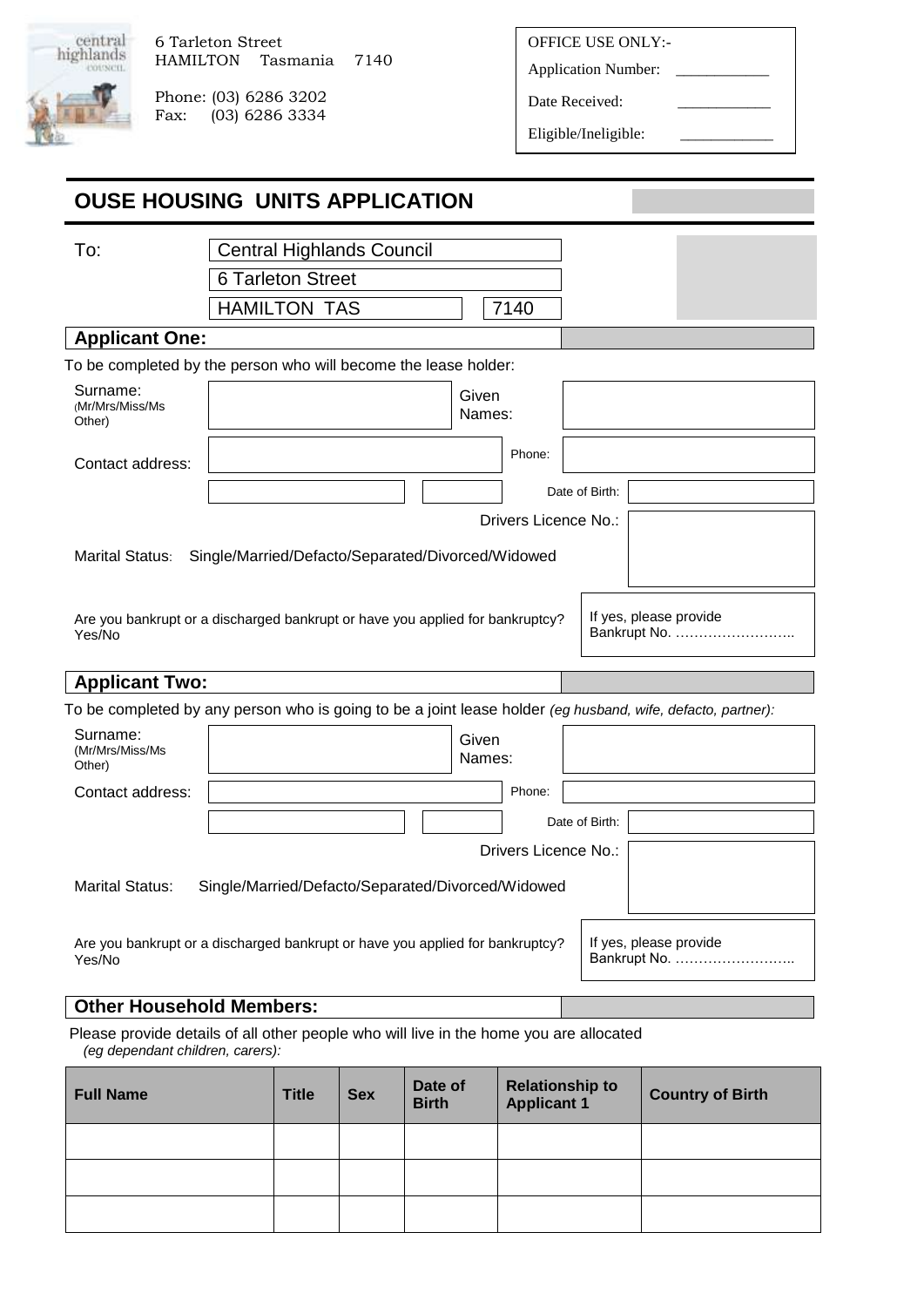6 Tarleton Street
HAMILTON Tasmania 7140

Phone: (03) 6286 3202
Fax: (03) 6286 3334

OFFICE USE ONLY:-

Application Number: ____________

Date Received: ____________

Eligible/Ineligible: ____________

# OUSE HOUSING UNITS APPLICATION

To: Central Highlands Council
6 Tarleton Street
HAMILTON TAS 7140

## Applicant One:

To be completed by the person who will become the lease holder:

Surname: (Mr/Mrs/Miss/Ms Other) | Given Names:

Contact address: | Phone:

Date of Birth:

Drivers Licence No.:

Marital Status: Single/Married/Defacto/Separated/Divorced/Widowed

Are you bankrupt or a discharged bankrupt or have you applied for bankruptcy? Yes/No

If yes, please provide Bankrupt No. ……………………..

## Applicant Two:

To be completed by any person who is going to be a joint lease holder *(eg husband, wife, defacto, partner)*:

Surname: (Mr/Mrs/Miss/Ms Other) | Given Names:

Contact address: | Phone:

Date of Birth:

Drivers Licence No.:

Marital Status: Single/Married/Defacto/Separated/Divorced/Widowed

Are you bankrupt or a discharged bankrupt or have you applied for bankruptcy? Yes/No

If yes, please provide Bankrupt No. ……………………..

## Other Household Members:

Please provide details of all other people who will live in the home you are allocated *(eg dependant children, carers)*:

| Full Name | Title | Sex | Date of Birth | Relationship to Applicant 1 | Country of Birth |
|---|---|---|---|---|---|
| | | | | | |
| | | | | | |
| | | | | | |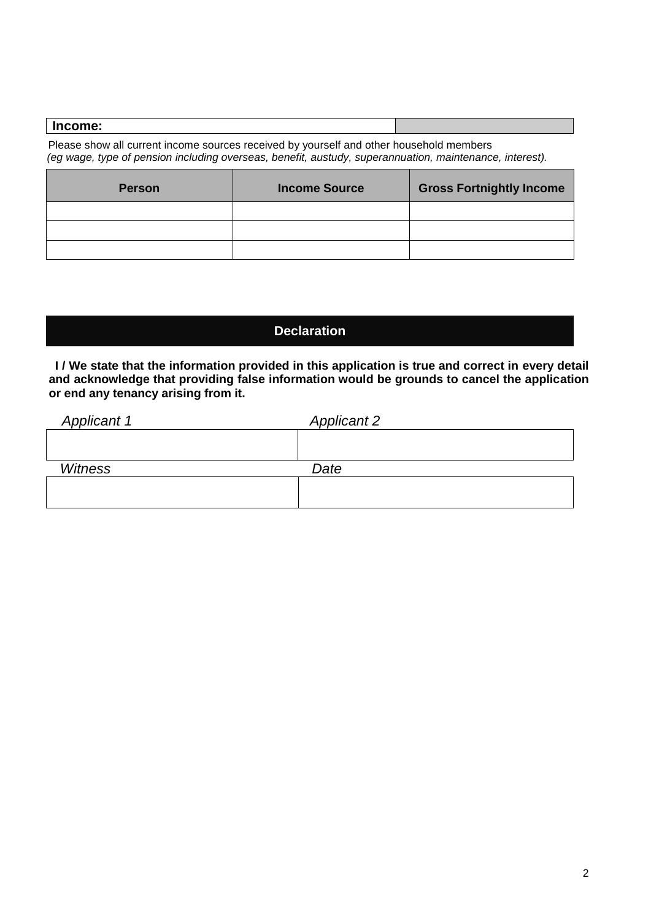| **Income:** | |
|---|---|

Please show all current income sources received by yourself and other household members
*(eg wage, type of pension including overseas, benefit, austudy, superannuation, maintenance, interest).*

| Person | Income Source | Gross Fortnightly Income |
|---|---|---|
| | | |
| | | |
| | | |

## Declaration

**I / We state that the information provided in this application is true and correct in every detail and acknowledge that providing false information would be grounds to cancel the application or end any tenancy arising from it.**

| *Applicant 1* | *Applicant 2* |
|---|---|
| | |
| *Witness* | *Date* |
| | |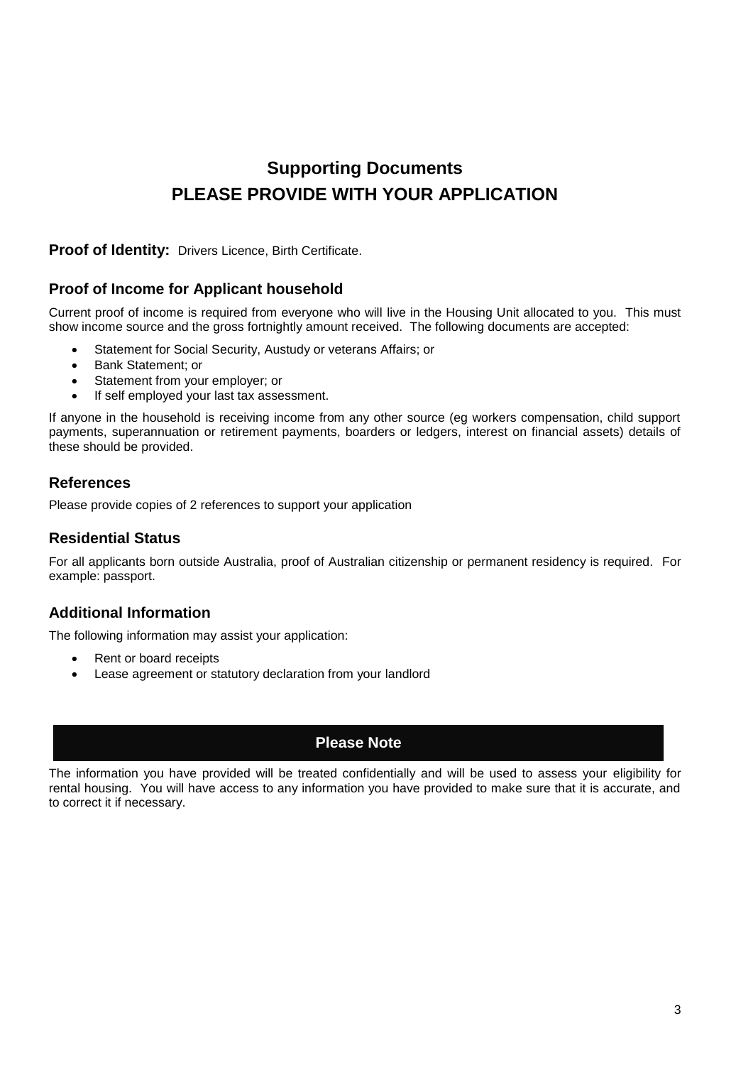# Supporting Documents
# PLEASE PROVIDE WITH YOUR APPLICATION

**Proof of Identity:** Drivers Licence, Birth Certificate.

## Proof of Income for Applicant household

Current proof of income is required from everyone who will live in the Housing Unit allocated to you. This must show income source and the gross fortnightly amount received. The following documents are accepted:

- Statement for Social Security, Austudy or veterans Affairs; or
- Bank Statement; or
- Statement from your employer; or
- If self employed your last tax assessment.

If anyone in the household is receiving income from any other source (eg workers compensation, child support payments, superannuation or retirement payments, boarders or ledgers, interest on financial assets) details of these should be provided.

## References

Please provide copies of 2 references to support your application

## Residential Status

For all applicants born outside Australia, proof of Australian citizenship or permanent residency is required. For example: passport.

## Additional Information

The following information may assist your application:

- Rent or board receipts
- Lease agreement or statutory declaration from your landlord

## Please Note

The information you have provided will be treated confidentially and will be used to assess your eligibility for rental housing. You will have access to any information you have provided to make sure that it is accurate, and to correct it if necessary.